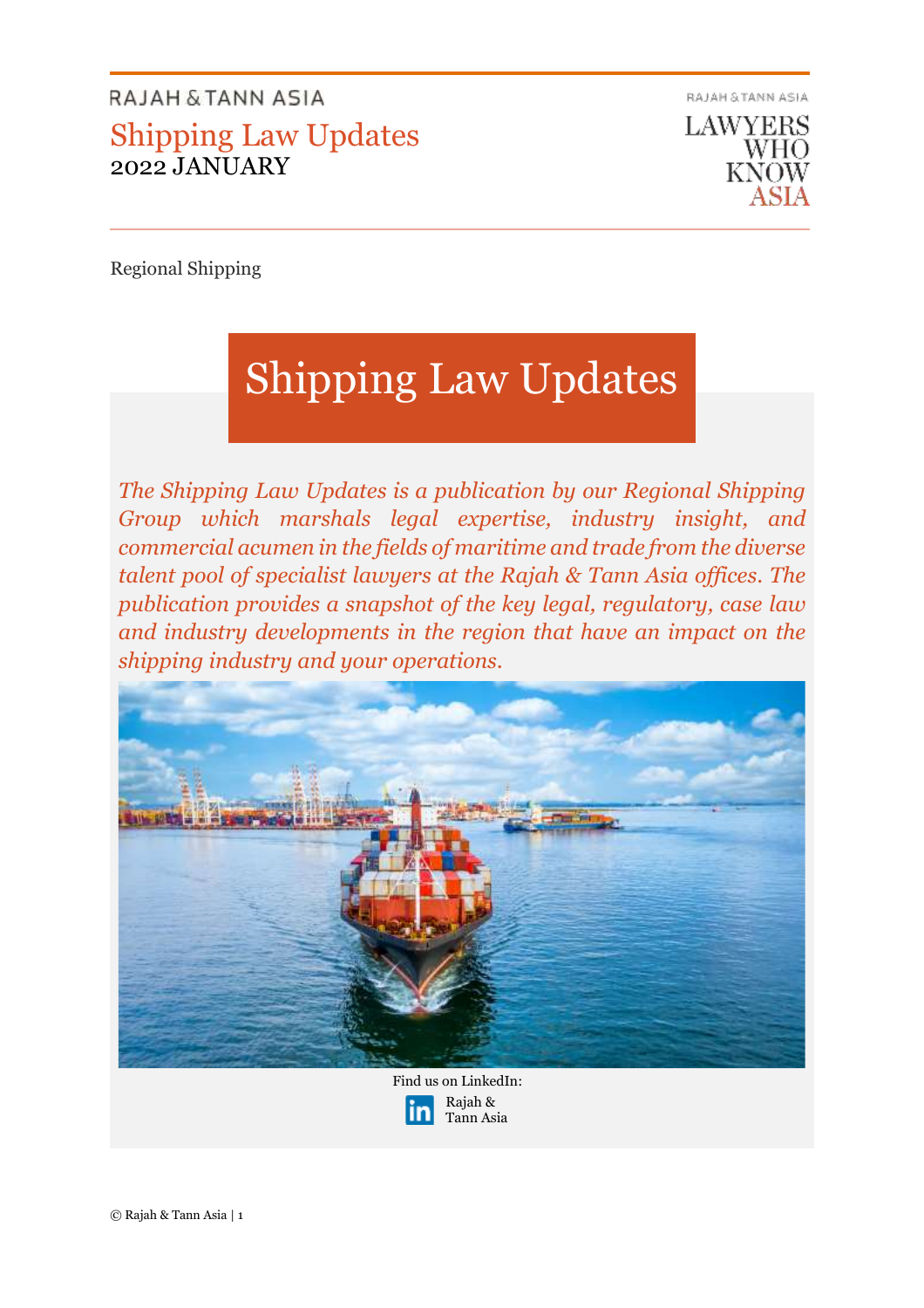RAJAH & TANN ASIA

# Shipping Law Updates

2022 JANUARY

RAJAH & TANN ASIA

LAWYERS WHO KNOW ASIA

Regional Shipping

## Shipping Law Updates

*The Shipping Law Updates is a publication by our Regional Shipping Group which marshals legal expertise, industry insight, and commercial acumen in the fields of maritime and trade from the diverse talent pool of specialist lawyers at the Rajah & Tann Asia offices. The publication provides a snapshot of the key legal, regulatory, case law and industry developments in the region that have an impact on the shipping industry and your operations.*

Find us on LinkedIn:

Rajah & Tann Asia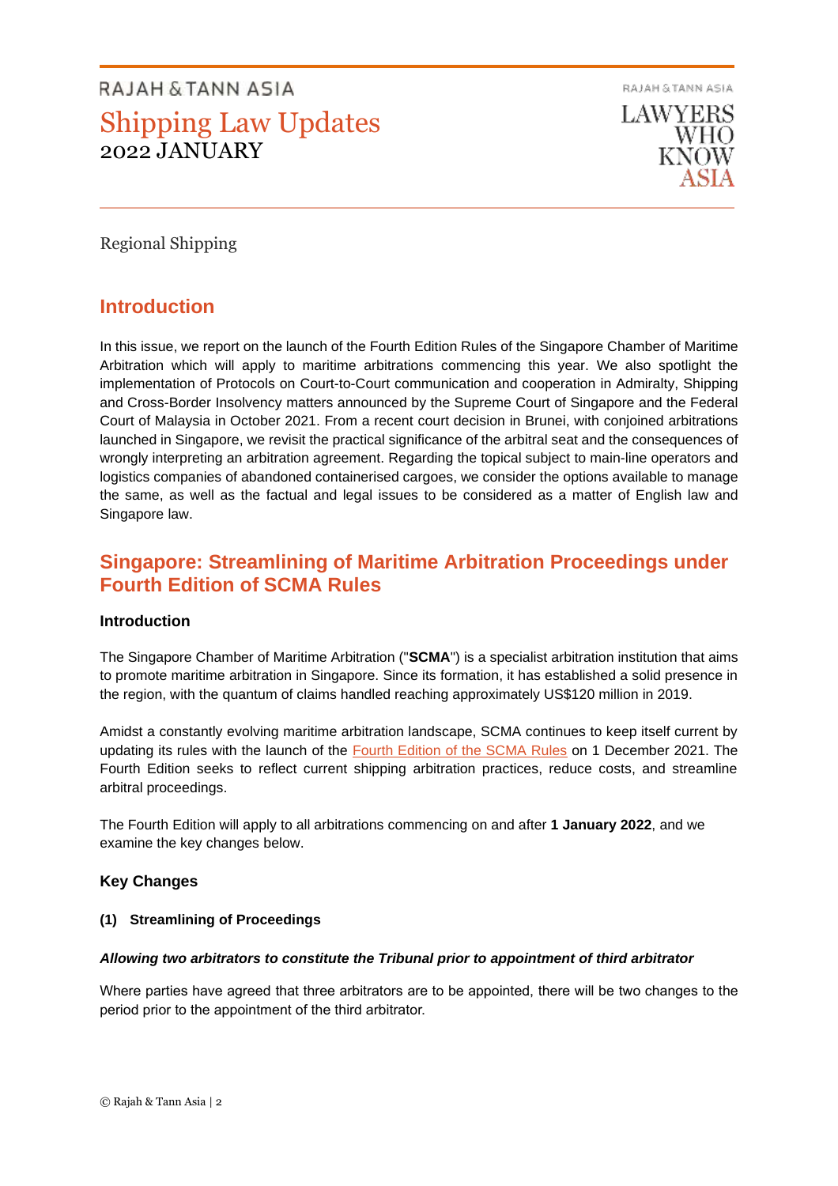Regional Shipping

## Introduction

In this issue, we report on the launch of the Fourth Edition Rules of the Singapore Chamber of Maritime Arbitration which will apply to maritime arbitrations commencing this year. We also spotlight the implementation of Protocols on Court-to-Court communication and cooperation in Admiralty, Shipping and Cross-Border Insolvency matters announced by the Supreme Court of Singapore and the Federal Court of Malaysia in October 2021. From a recent court decision in Brunei, with conjoined arbitrations launched in Singapore, we revisit the practical significance of the arbitral seat and the consequences of wrongly interpreting an arbitration agreement. Regarding the topical subject to main-line operators and logistics companies of abandoned containerised cargoes, we consider the options available to manage the same, as well as the factual and legal issues to be considered as a matter of English law and Singapore law.

## Singapore: Streamlining of Maritime Arbitration Proceedings under Fourth Edition of SCMA Rules

### Introduction

The Singapore Chamber of Maritime Arbitration ("**SCMA**") is a specialist arbitration institution that aims to promote maritime arbitration in Singapore. Since its formation, it has established a solid presence in the region, with the quantum of claims handled reaching approximately US$120 million in 2019.

Amidst a constantly evolving maritime arbitration landscape, SCMA continues to keep itself current by updating its rules with the launch of the Fourth Edition of the SCMA Rules on 1 December 2021. The Fourth Edition seeks to reflect current shipping arbitration practices, reduce costs, and streamline arbitral proceedings.

The Fourth Edition will apply to all arbitrations commencing on and after **1 January 2022**, and we examine the key changes below.

### Key Changes

#### (1) Streamlining of Proceedings

***Allowing two arbitrators to constitute the Tribunal prior to appointment of third arbitrator***

Where parties have agreed that three arbitrators are to be appointed, there will be two changes to the period prior to the appointment of the third arbitrator.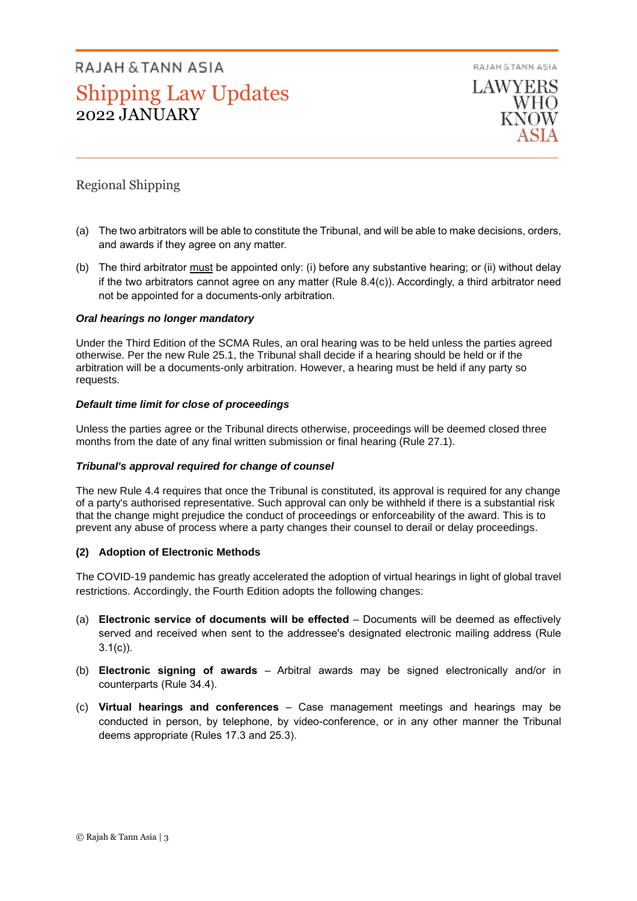(a) The two arbitrators will be able to constitute the Tribunal, and will be able to make decisions, orders, and awards if they agree on any matter.

(b) The third arbitrator must be appointed only: (i) before any substantive hearing; or (ii) without delay if the two arbitrators cannot agree on any matter (Rule 8.4(c)). Accordingly, a third arbitrator need not be appointed for a documents-only arbitration.

***Oral hearings no longer mandatory***

Under the Third Edition of the SCMA Rules, an oral hearing was to be held unless the parties agreed otherwise. Per the new Rule 25.1, the Tribunal shall decide if a hearing should be held or if the arbitration will be a documents-only arbitration. However, a hearing must be held if any party so requests.

***Default time limit for close of proceedings***

Unless the parties agree or the Tribunal directs otherwise, proceedings will be deemed closed three months from the date of any final written submission or final hearing (Rule 27.1).

***Tribunal's approval required for change of counsel***

The new Rule 4.4 requires that once the Tribunal is constituted, its approval is required for any change of a party's authorised representative. Such approval can only be withheld if there is a substantial risk that the change might prejudice the conduct of proceedings or enforceability of the award. This is to prevent any abuse of process where a party changes their counsel to derail or delay proceedings.

**(2) Adoption of Electronic Methods**

The COVID-19 pandemic has greatly accelerated the adoption of virtual hearings in light of global travel restrictions. Accordingly, the Fourth Edition adopts the following changes:

(a) **Electronic service of documents will be effected** – Documents will be deemed as effectively served and received when sent to the addressee's designated electronic mailing address (Rule 3.1(c)).

(b) **Electronic signing of awards** – Arbitral awards may be signed electronically and/or in counterparts (Rule 34.4).

(c) **Virtual hearings and conferences** – Case management meetings and hearings may be conducted in person, by telephone, by video-conference, or in any other manner the Tribunal deems appropriate (Rules 17.3 and 25.3).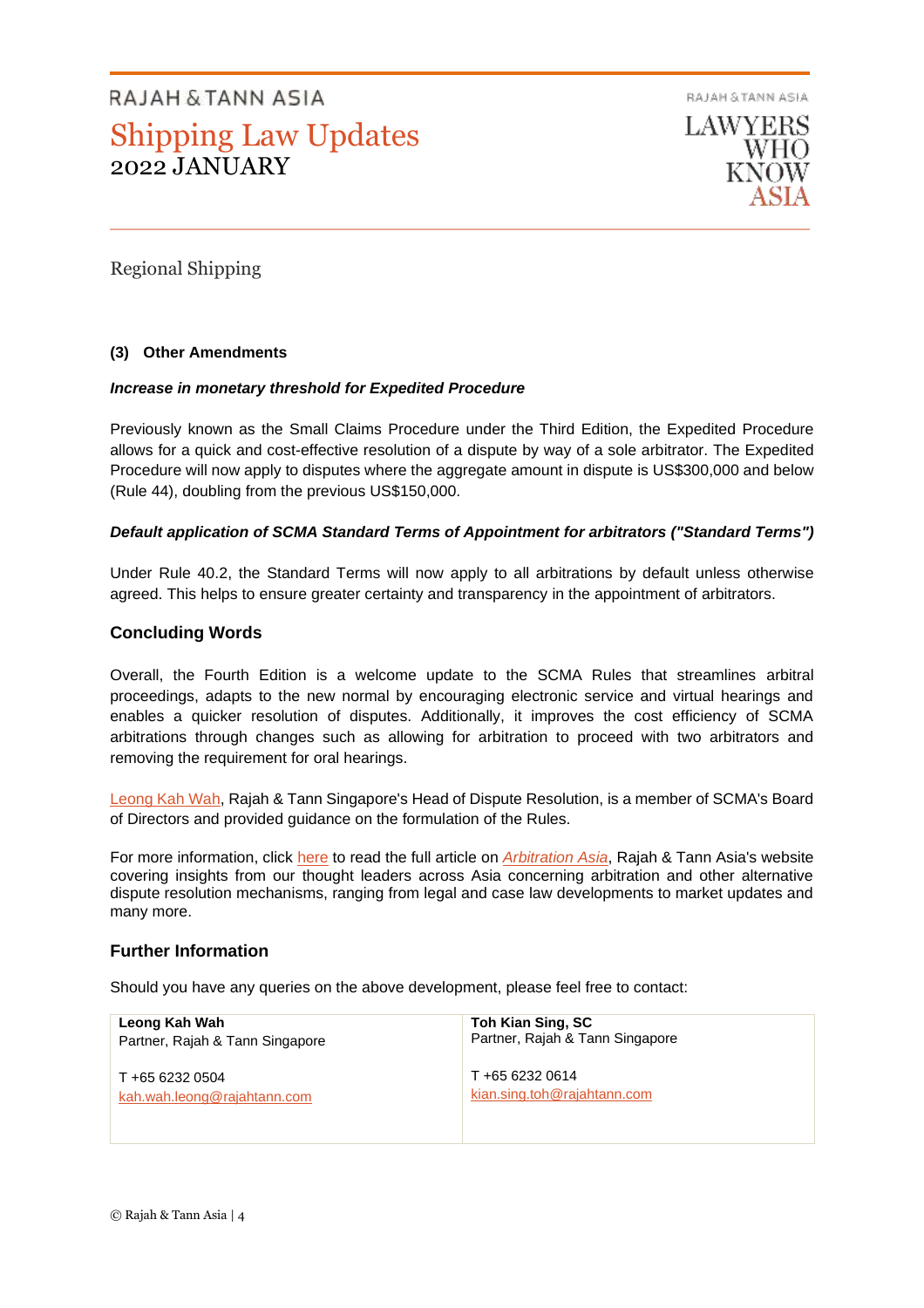Regional Shipping

**(3) Other Amendments**

***Increase in monetary threshold for Expedited Procedure***

Previously known as the Small Claims Procedure under the Third Edition, the Expedited Procedure allows for a quick and cost-effective resolution of a dispute by way of a sole arbitrator. The Expedited Procedure will now apply to disputes where the aggregate amount in dispute is US$300,000 and below (Rule 44), doubling from the previous US$150,000.

***Default application of SCMA Standard Terms of Appointment for arbitrators ("Standard Terms")***

Under Rule 40.2, the Standard Terms will now apply to all arbitrations by default unless otherwise agreed. This helps to ensure greater certainty and transparency in the appointment of arbitrators.

## Concluding Words

Overall, the Fourth Edition is a welcome update to the SCMA Rules that streamlines arbitral proceedings, adapts to the new normal by encouraging electronic service and virtual hearings and enables a quicker resolution of disputes. Additionally, it improves the cost efficiency of SCMA arbitrations through changes such as allowing for arbitration to proceed with two arbitrators and removing the requirement for oral hearings.

Leong Kah Wah, Rajah & Tann Singapore's Head of Dispute Resolution, is a member of SCMA's Board of Directors and provided guidance on the formulation of the Rules.

For more information, click here to read the full article on *Arbitration Asia*, Rajah & Tann Asia's website covering insights from our thought leaders across Asia concerning arbitration and other alternative dispute resolution mechanisms, ranging from legal and case law developments to market updates and many more.

## Further Information

Should you have any queries on the above development, please feel free to contact:

| **Leong Kah Wah**<br>Partner, Rajah & Tann Singapore<br><br>T +65 6232 0504<br>kah.wah.leong@rajahtann.com | **Toh Kian Sing, SC**<br>Partner, Rajah & Tann Singapore<br><br>T +65 6232 0614<br>kian.sing.toh@rajahtann.com |
|---|---|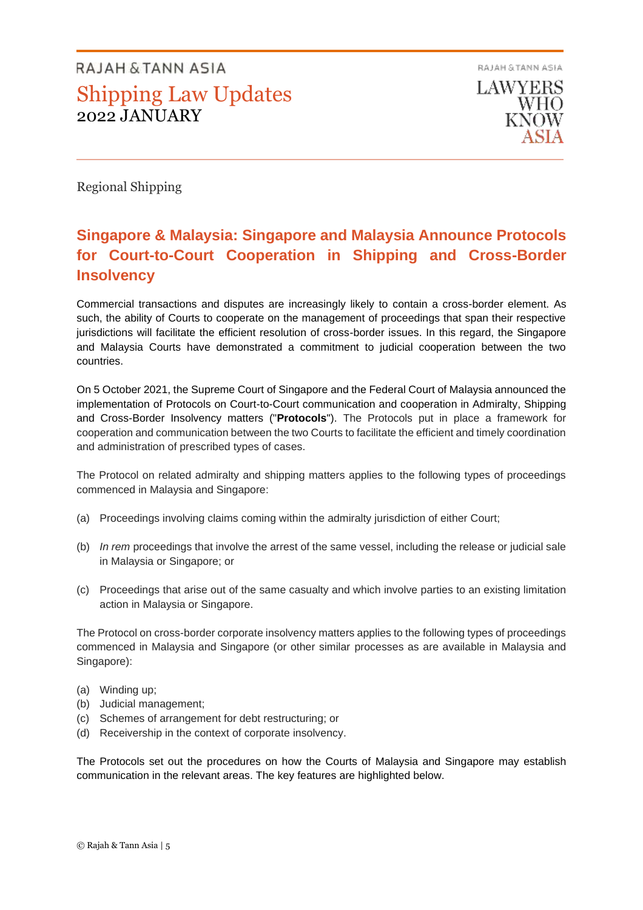Regional Shipping

## Singapore & Malaysia: Singapore and Malaysia Announce Protocols for Court-to-Court Cooperation in Shipping and Cross-Border Insolvency

Commercial transactions and disputes are increasingly likely to contain a cross-border element. As such, the ability of Courts to cooperate on the management of proceedings that span their respective jurisdictions will facilitate the efficient resolution of cross-border issues. In this regard, the Singapore and Malaysia Courts have demonstrated a commitment to judicial cooperation between the two countries.

On 5 October 2021, the Supreme Court of Singapore and the Federal Court of Malaysia announced the implementation of Protocols on Court-to-Court communication and cooperation in Admiralty, Shipping and Cross-Border Insolvency matters ("**Protocols**"). The Protocols put in place a framework for cooperation and communication between the two Courts to facilitate the efficient and timely coordination and administration of prescribed types of cases.

The Protocol on related admiralty and shipping matters applies to the following types of proceedings commenced in Malaysia and Singapore:

(a) Proceedings involving claims coming within the admiralty jurisdiction of either Court;

(b) *In rem* proceedings that involve the arrest of the same vessel, including the release or judicial sale in Malaysia or Singapore; or

(c) Proceedings that arise out of the same casualty and which involve parties to an existing limitation action in Malaysia or Singapore.

The Protocol on cross-border corporate insolvency matters applies to the following types of proceedings commenced in Malaysia and Singapore (or other similar processes as are available in Malaysia and Singapore):

(a) Winding up;
(b) Judicial management;
(c) Schemes of arrangement for debt restructuring; or
(d) Receivership in the context of corporate insolvency.

The Protocols set out the procedures on how the Courts of Malaysia and Singapore may establish communication in the relevant areas. The key features are highlighted below.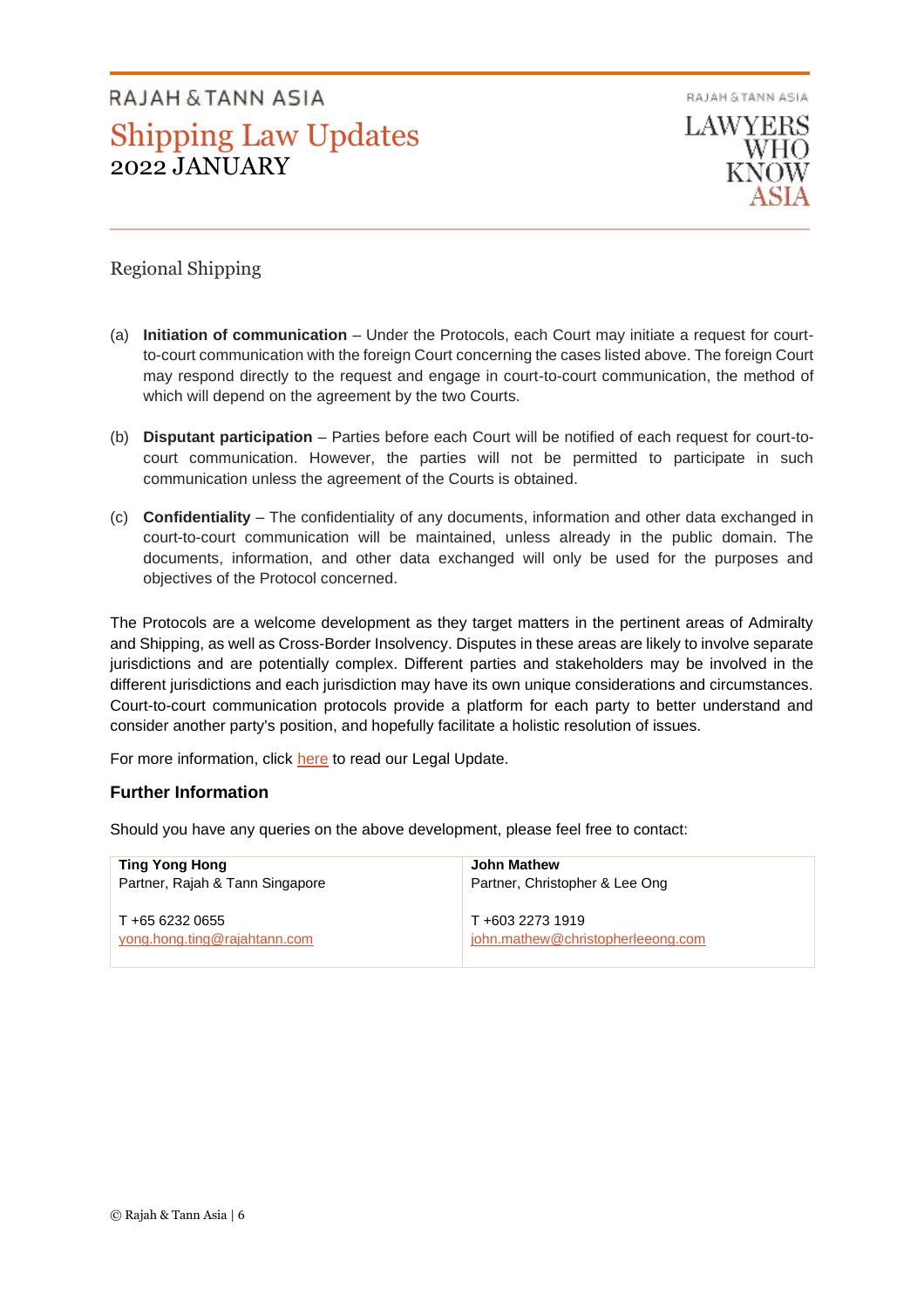Regional Shipping

(a) **Initiation of communication** – Under the Protocols, each Court may initiate a request for court-to-court communication with the foreign Court concerning the cases listed above. The foreign Court may respond directly to the request and engage in court-to-court communication, the method of which will depend on the agreement by the two Courts.

(b) **Disputant participation** – Parties before each Court will be notified of each request for court-to-court communication. However, the parties will not be permitted to participate in such communication unless the agreement of the Courts is obtained.

(c) **Confidentiality** – The confidentiality of any documents, information and other data exchanged in court-to-court communication will be maintained, unless already in the public domain. The documents, information, and other data exchanged will only be used for the purposes and objectives of the Protocol concerned.

The Protocols are a welcome development as they target matters in the pertinent areas of Admiralty and Shipping, as well as Cross-Border Insolvency. Disputes in these areas are likely to involve separate jurisdictions and are potentially complex. Different parties and stakeholders may be involved in the different jurisdictions and each jurisdiction may have its own unique considerations and circumstances. Court-to-court communication protocols provide a platform for each party to better understand and consider another party's position, and hopefully facilitate a holistic resolution of issues.

For more information, click here to read our Legal Update.

### Further Information

Should you have any queries on the above development, please feel free to contact:

| **Ting Yong Hong**<br>Partner, Rajah & Tann Singapore<br><br>T +65 6232 0655<br>yong.hong.ting@rajahtann.com | **John Mathew**<br>Partner, Christopher & Lee Ong<br><br>T +603 2273 1919<br>john.mathew@christopherleeong.com |
|---|---|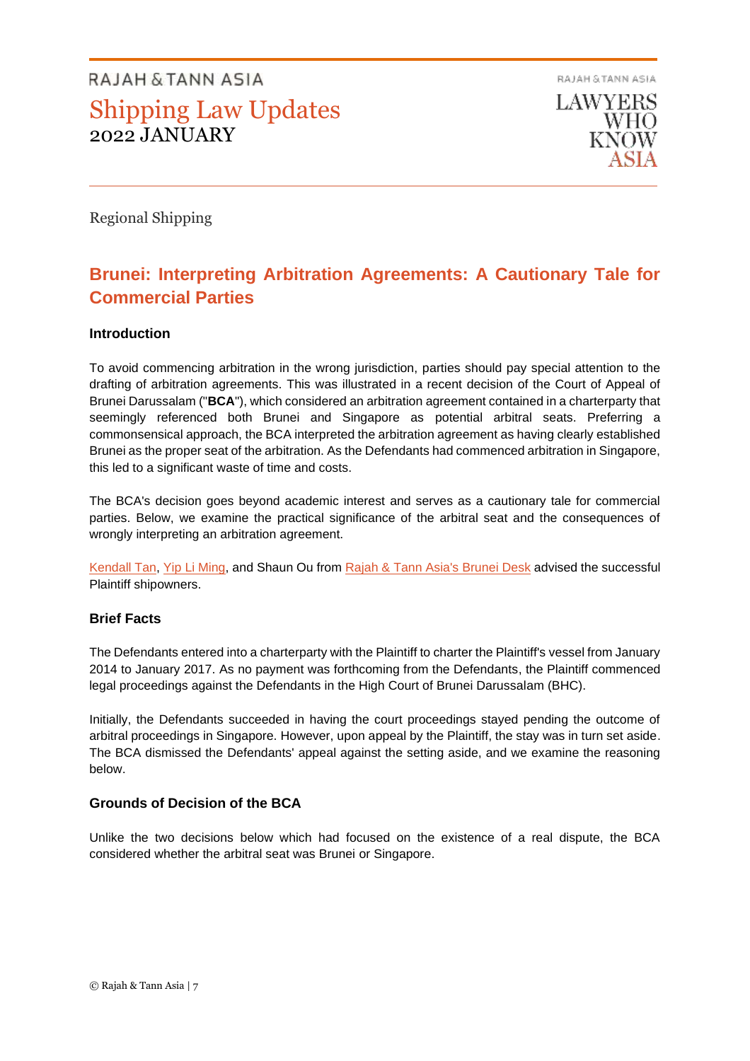Regional Shipping

## Brunei: Interpreting Arbitration Agreements: A Cautionary Tale for Commercial Parties

### Introduction

To avoid commencing arbitration in the wrong jurisdiction, parties should pay special attention to the drafting of arbitration agreements. This was illustrated in a recent decision of the Court of Appeal of Brunei Darussalam ("**BCA**"), which considered an arbitration agreement contained in a charterparty that seemingly referenced both Brunei and Singapore as potential arbitral seats. Preferring a commonsensical approach, the BCA interpreted the arbitration agreement as having clearly established Brunei as the proper seat of the arbitration. As the Defendants had commenced arbitration in Singapore, this led to a significant waste of time and costs.

The BCA's decision goes beyond academic interest and serves as a cautionary tale for commercial parties. Below, we examine the practical significance of the arbitral seat and the consequences of wrongly interpreting an arbitration agreement.

Kendall Tan, Yip Li Ming, and Shaun Ou from Rajah & Tann Asia's Brunei Desk advised the successful Plaintiff shipowners.

### Brief Facts

The Defendants entered into a charterparty with the Plaintiff to charter the Plaintiff's vessel from January 2014 to January 2017. As no payment was forthcoming from the Defendants, the Plaintiff commenced legal proceedings against the Defendants in the High Court of Brunei Darussalam (BHC).

Initially, the Defendants succeeded in having the court proceedings stayed pending the outcome of arbitral proceedings in Singapore. However, upon appeal by the Plaintiff, the stay was in turn set aside. The BCA dismissed the Defendants' appeal against the setting aside, and we examine the reasoning below.

### Grounds of Decision of the BCA

Unlike the two decisions below which had focused on the existence of a real dispute, the BCA considered whether the arbitral seat was Brunei or Singapore.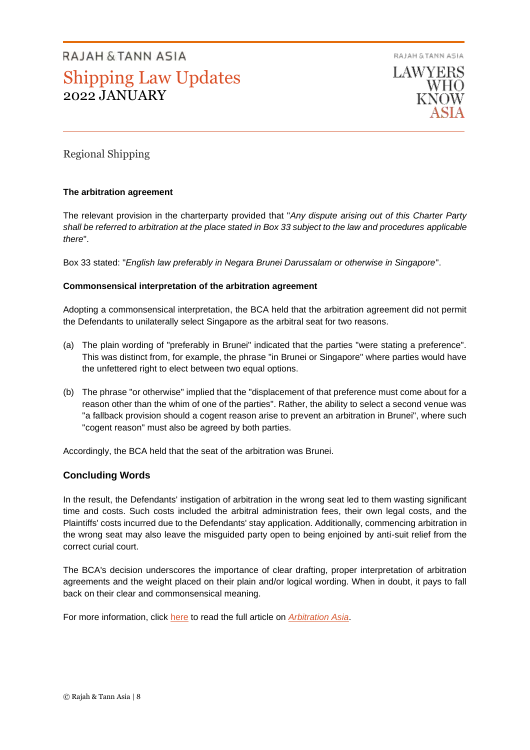Regional Shipping

**The arbitration agreement**

The relevant provision in the charterparty provided that "*Any dispute arising out of this Charter Party shall be referred to arbitration at the place stated in Box 33 subject to the law and procedures applicable there*".

Box 33 stated: "*English law preferably in Negara Brunei Darussalam or otherwise in Singapore*".

**Commonsensical interpretation of the arbitration agreement**

Adopting a commonsensical interpretation, the BCA held that the arbitration agreement did not permit the Defendants to unilaterally select Singapore as the arbitral seat for two reasons.

(a) The plain wording of "preferably in Brunei" indicated that the parties "were stating a preference". This was distinct from, for example, the phrase "in Brunei or Singapore" where parties would have the unfettered right to elect between two equal options.

(b) The phrase "or otherwise" implied that the "displacement of that preference must come about for a reason other than the whim of one of the parties". Rather, the ability to select a second venue was "a fallback provision should a cogent reason arise to prevent an arbitration in Brunei", where such "cogent reason" must also be agreed by both parties.

Accordingly, the BCA held that the seat of the arbitration was Brunei.

## Concluding Words

In the result, the Defendants' instigation of arbitration in the wrong seat led to them wasting significant time and costs. Such costs included the arbitral administration fees, their own legal costs, and the Plaintiffs' costs incurred due to the Defendants' stay application. Additionally, commencing arbitration in the wrong seat may also leave the misguided party open to being enjoined by anti-suit relief from the correct curial court.

The BCA's decision underscores the importance of clear drafting, proper interpretation of arbitration agreements and the weight placed on their plain and/or logical wording. When in doubt, it pays to fall back on their clear and commonsensical meaning.

For more information, click here to read the full article on *Arbitration Asia*.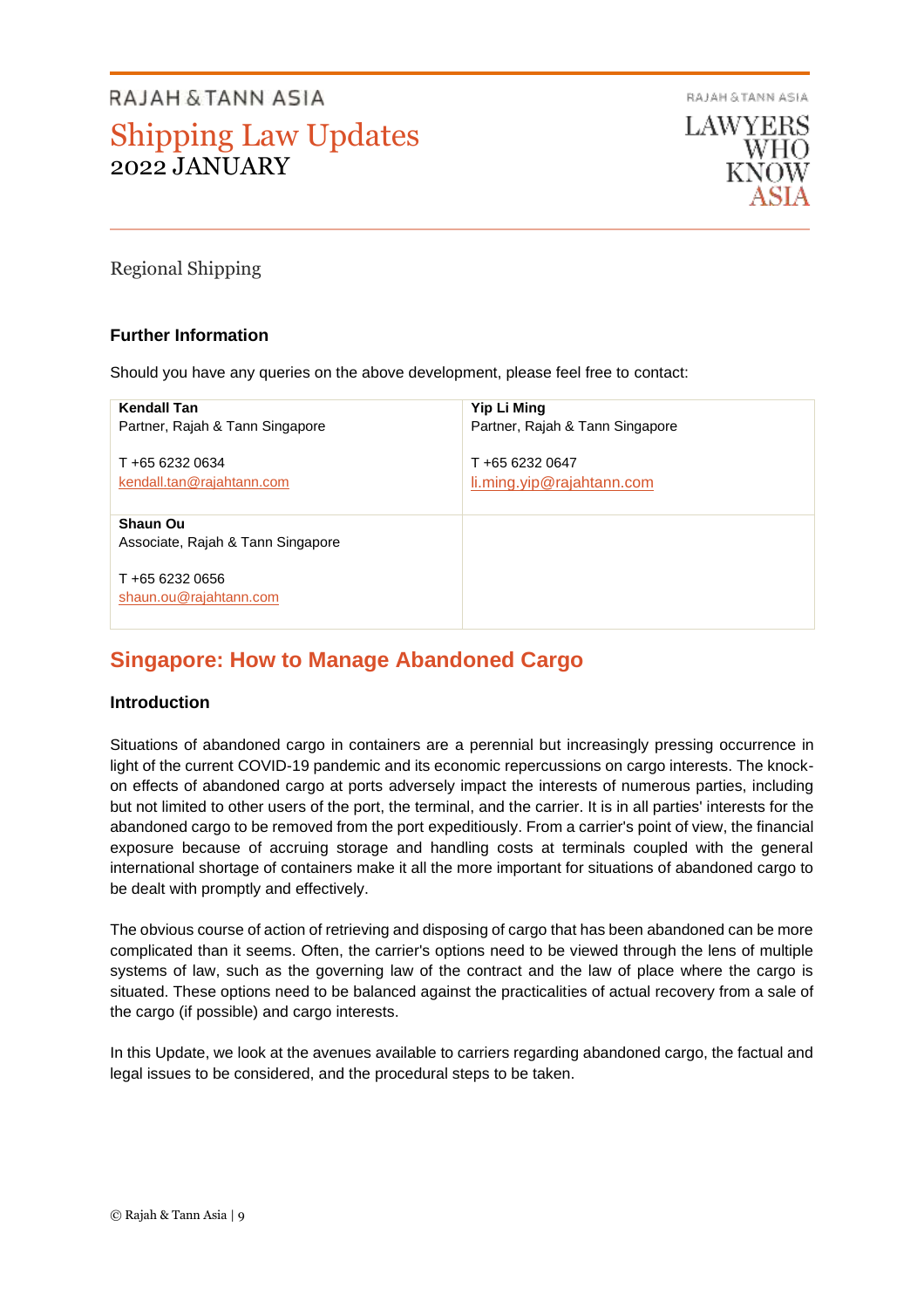Regional Shipping

### Further Information

Should you have any queries on the above development, please feel free to contact:

| | |
|---|---|
| **Kendall Tan**<br>Partner, Rajah & Tann Singapore<br><br>T +65 6232 0634<br>kendall.tan@rajahtann.com | **Yip Li Ming**<br>Partner, Rajah & Tann Singapore<br><br>T +65 6232 0647<br>li.ming.yip@rajahtann.com |
| **Shaun Ou**<br>Associate, Rajah & Tann Singapore<br><br>T +65 6232 0656<br>shaun.ou@rajahtann.com | |

## Singapore: How to Manage Abandoned Cargo

### Introduction

Situations of abandoned cargo in containers are a perennial but increasingly pressing occurrence in light of the current COVID-19 pandemic and its economic repercussions on cargo interests. The knock-on effects of abandoned cargo at ports adversely impact the interests of numerous parties, including but not limited to other users of the port, the terminal, and the carrier. It is in all parties' interests for the abandoned cargo to be removed from the port expeditiously. From a carrier's point of view, the financial exposure because of accruing storage and handling costs at terminals coupled with the general international shortage of containers make it all the more important for situations of abandoned cargo to be dealt with promptly and effectively.

The obvious course of action of retrieving and disposing of cargo that has been abandoned can be more complicated than it seems. Often, the carrier's options need to be viewed through the lens of multiple systems of law, such as the governing law of the contract and the law of place where the cargo is situated. These options need to be balanced against the practicalities of actual recovery from a sale of the cargo (if possible) and cargo interests.

In this Update, we look at the avenues available to carriers regarding abandoned cargo, the factual and legal issues to be considered, and the procedural steps to be taken.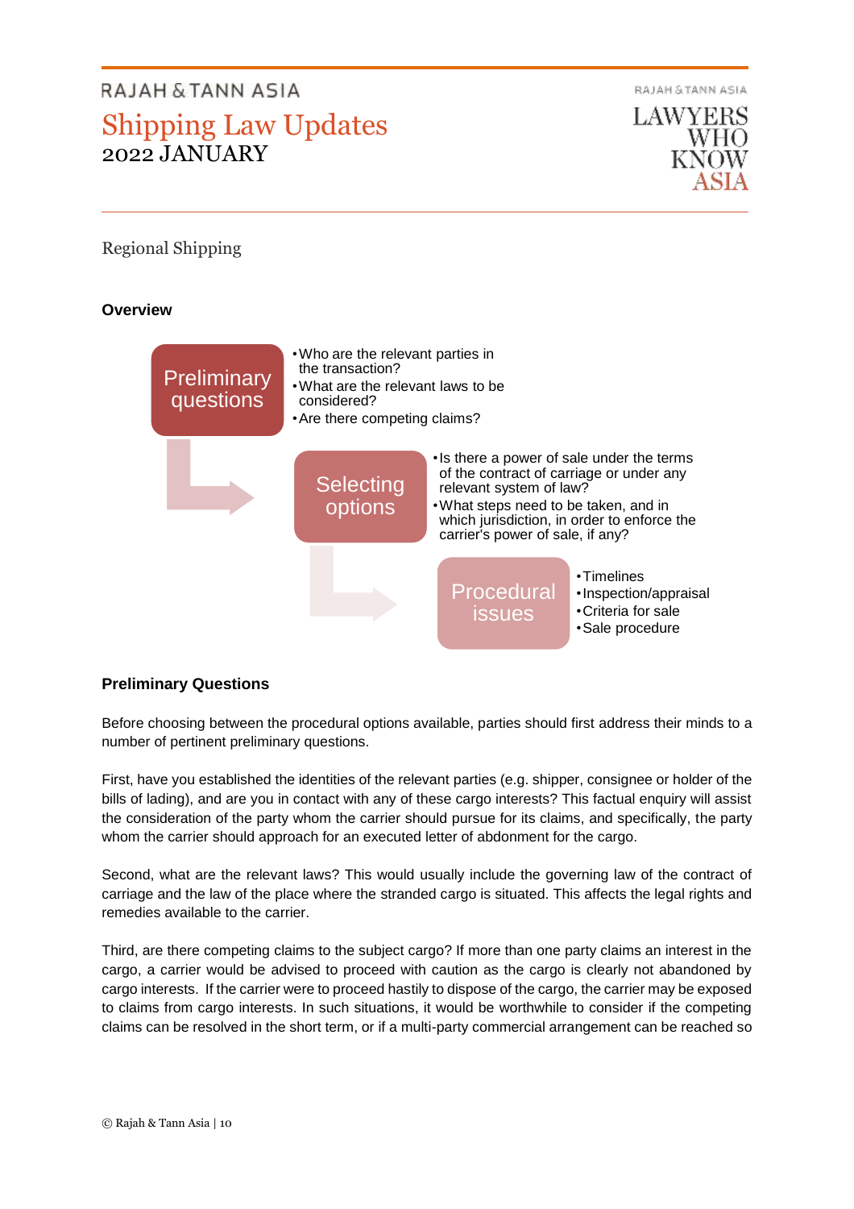Regional Shipping

**Overview**

**Preliminary questions**

- Who are the relevant parties in the transaction?
- What are the relevant laws to be considered?
- Are there competing claims?

**Selecting options**

- Is there a power of sale under the terms of the contract of carriage or under any relevant system of law?
- What steps need to be taken, and in which jurisdiction, in order to enforce the carrier's power of sale, if any?

**Procedural issues**

- Timelines
- Inspection/appraisal
- Criteria for sale
- Sale procedure

**Preliminary Questions**

Before choosing between the procedural options available, parties should first address their minds to a number of pertinent preliminary questions.

First, have you established the identities of the relevant parties (e.g. shipper, consignee or holder of the bills of lading), and are you in contact with any of these cargo interests? This factual enquiry will assist the consideration of the party whom the carrier should pursue for its claims, and specifically, the party whom the carrier should approach for an executed letter of abdonment for the cargo.

Second, what are the relevant laws? This would usually include the governing law of the contract of carriage and the law of the place where the stranded cargo is situated. This affects the legal rights and remedies available to the carrier.

Third, are there competing claims to the subject cargo? If more than one party claims an interest in the cargo, a carrier would be advised to proceed with caution as the cargo is clearly not abandoned by cargo interests. If the carrier were to proceed hastily to dispose of the cargo, the carrier may be exposed to claims from cargo interests. In such situations, it would be worthwhile to consider if the competing claims can be resolved in the short term, or if a multi-party commercial arrangement can be reached so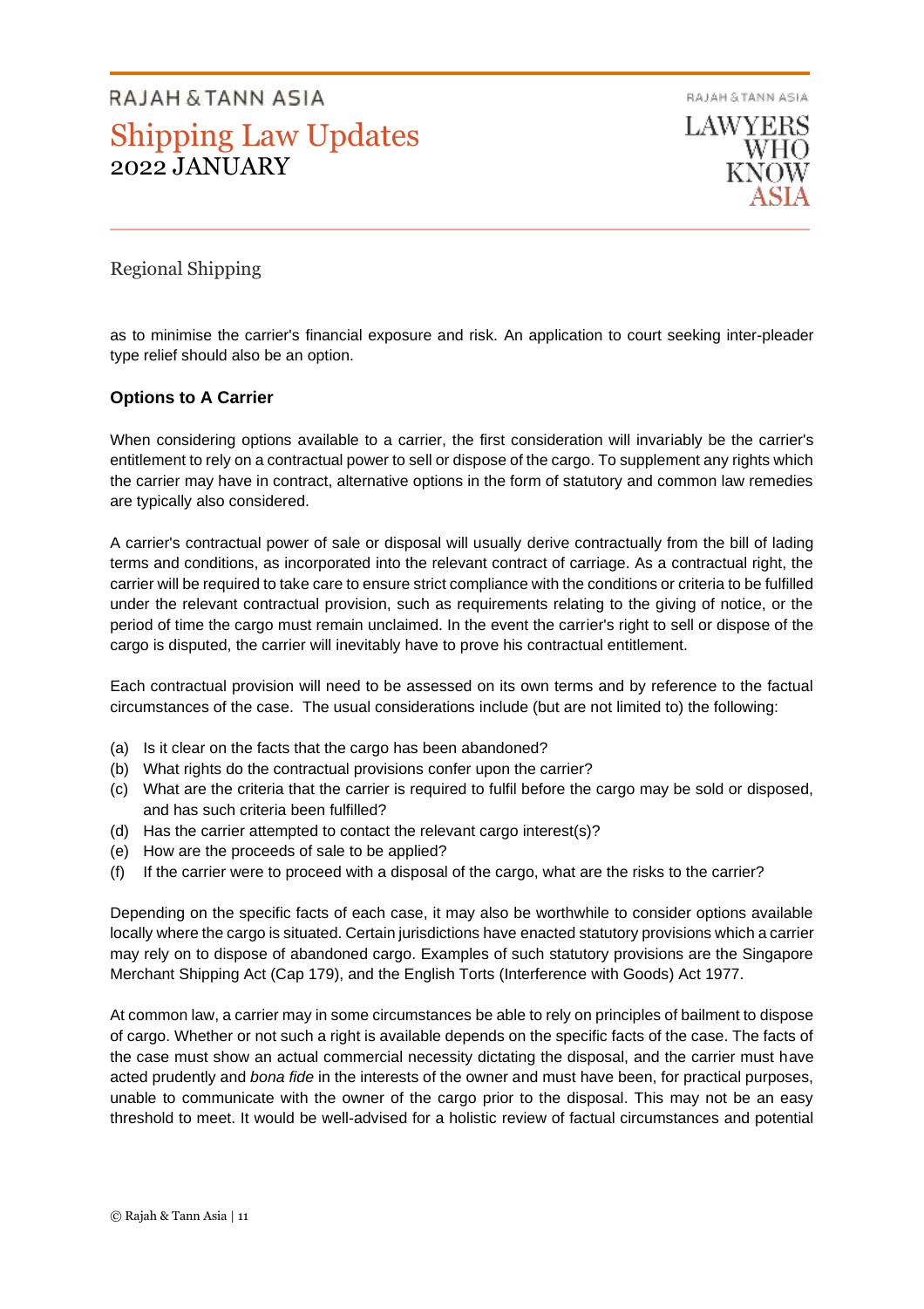as to minimise the carrier's financial exposure and risk. An application to court seeking inter-pleader type relief should also be an option.

### Options to A Carrier

When considering options available to a carrier, the first consideration will invariably be the carrier's entitlement to rely on a contractual power to sell or dispose of the cargo. To supplement any rights which the carrier may have in contract, alternative options in the form of statutory and common law remedies are typically also considered.

A carrier's contractual power of sale or disposal will usually derive contractually from the bill of lading terms and conditions, as incorporated into the relevant contract of carriage. As a contractual right, the carrier will be required to take care to ensure strict compliance with the conditions or criteria to be fulfilled under the relevant contractual provision, such as requirements relating to the giving of notice, or the period of time the cargo must remain unclaimed. In the event the carrier's right to sell or dispose of the cargo is disputed, the carrier will inevitably have to prove his contractual entitlement.

Each contractual provision will need to be assessed on its own terms and by reference to the factual circumstances of the case. The usual considerations include (but are not limited to) the following:

- (a) Is it clear on the facts that the cargo has been abandoned?
- (b) What rights do the contractual provisions confer upon the carrier?
- (c) What are the criteria that the carrier is required to fulfil before the cargo may be sold or disposed, and has such criteria been fulfilled?
- (d) Has the carrier attempted to contact the relevant cargo interest(s)?
- (e) How are the proceeds of sale to be applied?
- (f) If the carrier were to proceed with a disposal of the cargo, what are the risks to the carrier?

Depending on the specific facts of each case, it may also be worthwhile to consider options available locally where the cargo is situated. Certain jurisdictions have enacted statutory provisions which a carrier may rely on to dispose of abandoned cargo. Examples of such statutory provisions are the Singapore Merchant Shipping Act (Cap 179), and the English Torts (Interference with Goods) Act 1977.

At common law, a carrier may in some circumstances be able to rely on principles of bailment to dispose of cargo. Whether or not such a right is available depends on the specific facts of the case. The facts of the case must show an actual commercial necessity dictating the disposal, and the carrier must have acted prudently and *bona fide* in the interests of the owner and must have been, for practical purposes, unable to communicate with the owner of the cargo prior to the disposal. This may not be an easy threshold to meet. It would be well-advised for a holistic review of factual circumstances and potential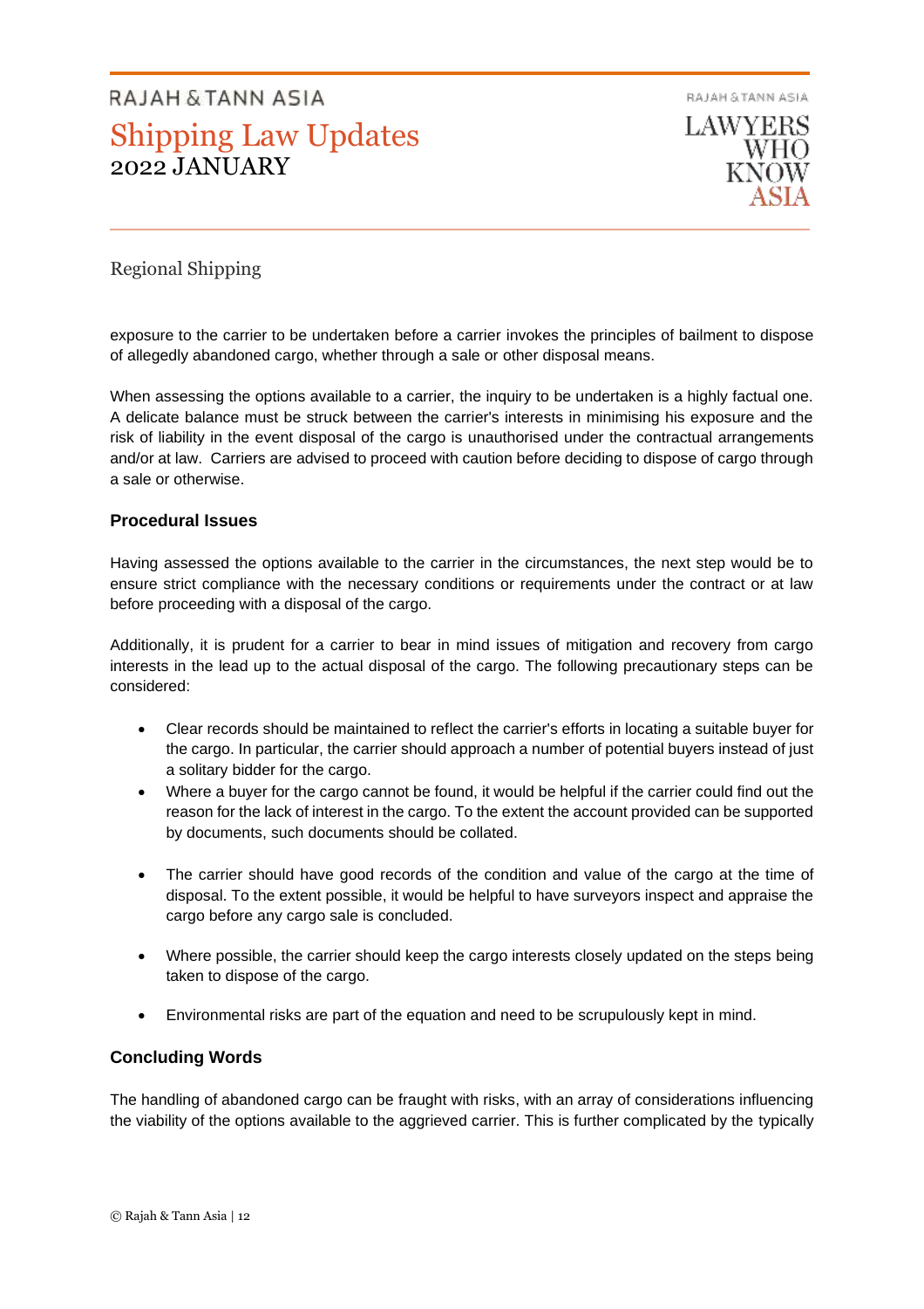exposure to the carrier to be undertaken before a carrier invokes the principles of bailment to dispose of allegedly abandoned cargo, whether through a sale or other disposal means.

When assessing the options available to a carrier, the inquiry to be undertaken is a highly factual one. A delicate balance must be struck between the carrier's interests in minimising his exposure and the risk of liability in the event disposal of the cargo is unauthorised under the contractual arrangements and/or at law. Carriers are advised to proceed with caution before deciding to dispose of cargo through a sale or otherwise.

### Procedural Issues

Having assessed the options available to the carrier in the circumstances, the next step would be to ensure strict compliance with the necessary conditions or requirements under the contract or at law before proceeding with a disposal of the cargo.

Additionally, it is prudent for a carrier to bear in mind issues of mitigation and recovery from cargo interests in the lead up to the actual disposal of the cargo. The following precautionary steps can be considered:

- Clear records should be maintained to reflect the carrier's efforts in locating a suitable buyer for the cargo. In particular, the carrier should approach a number of potential buyers instead of just a solitary bidder for the cargo.
- Where a buyer for the cargo cannot be found, it would be helpful if the carrier could find out the reason for the lack of interest in the cargo. To the extent the account provided can be supported by documents, such documents should be collated.
- The carrier should have good records of the condition and value of the cargo at the time of disposal. To the extent possible, it would be helpful to have surveyors inspect and appraise the cargo before any cargo sale is concluded.
- Where possible, the carrier should keep the cargo interests closely updated on the steps being taken to dispose of the cargo.
- Environmental risks are part of the equation and need to be scrupulously kept in mind.

### Concluding Words

The handling of abandoned cargo can be fraught with risks, with an array of considerations influencing the viability of the options available to the aggrieved carrier. This is further complicated by the typically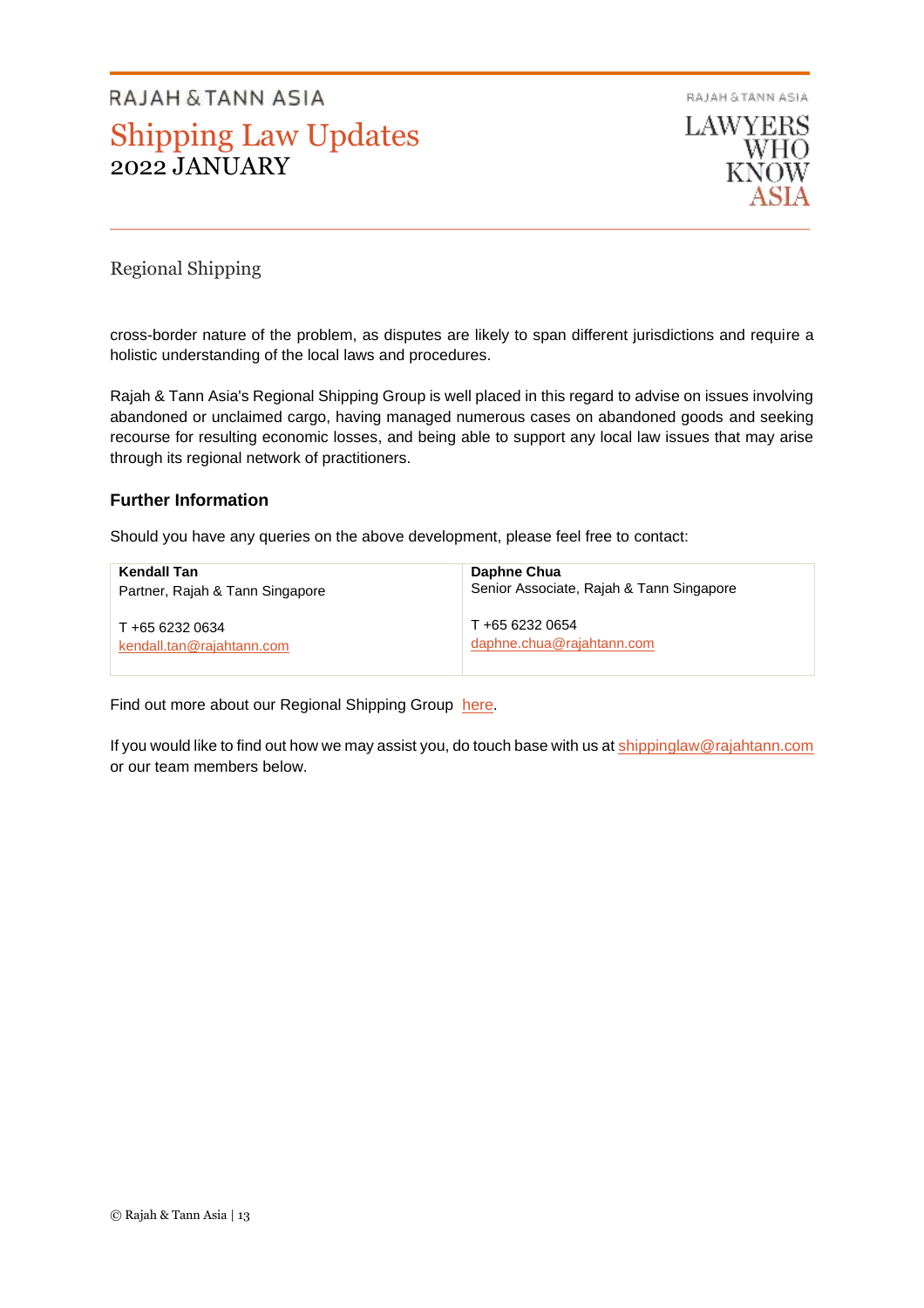Regional Shipping

cross-border nature of the problem, as disputes are likely to span different jurisdictions and require a holistic understanding of the local laws and procedures.

Rajah & Tann Asia's Regional Shipping Group is well placed in this regard to advise on issues involving abandoned or unclaimed cargo, having managed numerous cases on abandoned goods and seeking recourse for resulting economic losses, and being able to support any local law issues that may arise through its regional network of practitioners.

### Further Information

Should you have any queries on the above development, please feel free to contact:

| **Kendall Tan**<br>Partner, Rajah & Tann Singapore<br><br>T +65 6232 0634<br>kendall.tan@rajahtann.com | **Daphne Chua**<br>Senior Associate, Rajah & Tann Singapore<br><br>T +65 6232 0654<br>daphne.chua@rajahtann.com |
|---|---|

Find out more about our Regional Shipping Group here.

If you would like to find out how we may assist you, do touch base with us at shippinglaw@rajahtann.com or our team members below.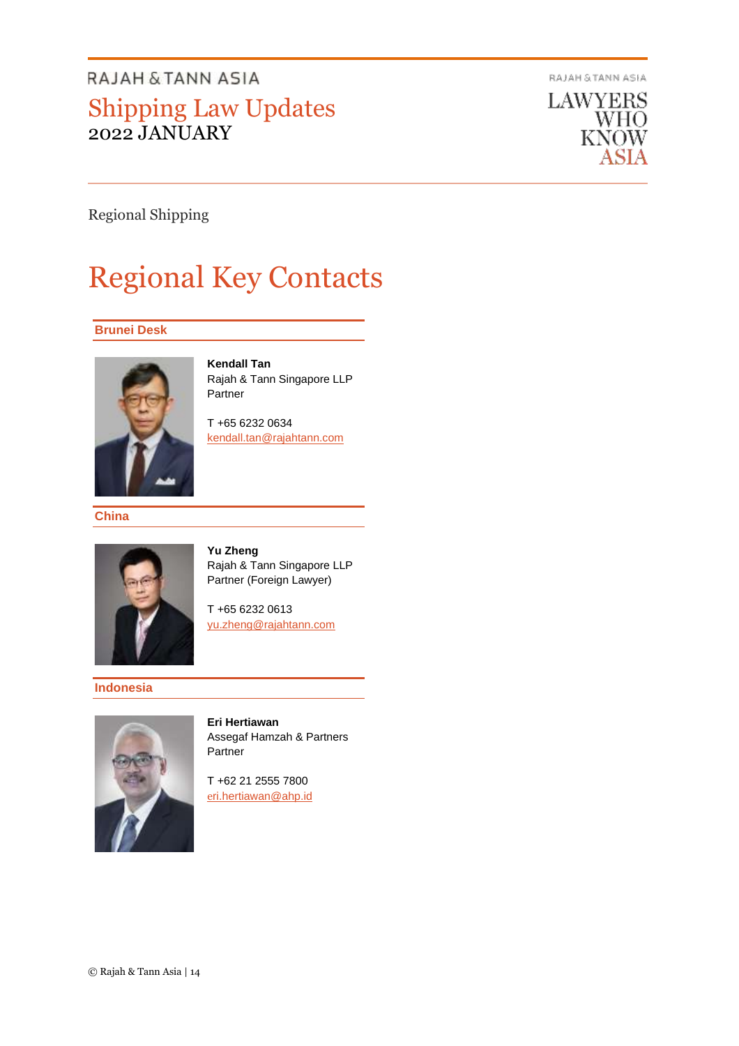Regional Shipping

# Regional Key Contacts

## Brunei Desk

**Kendall Tan**
Rajah & Tann Singapore LLP
Partner

T +65 6232 0634
kendall.tan@rajahtann.com

## China

**Yu Zheng**
Rajah & Tann Singapore LLP
Partner (Foreign Lawyer)

T +65 6232 0613
yu.zheng@rajahtann.com

## Indonesia

**Eri Hertiawan**
Assegaf Hamzah & Partners
Partner

T +62 21 2555 7800
eri.hertiawan@ahp.id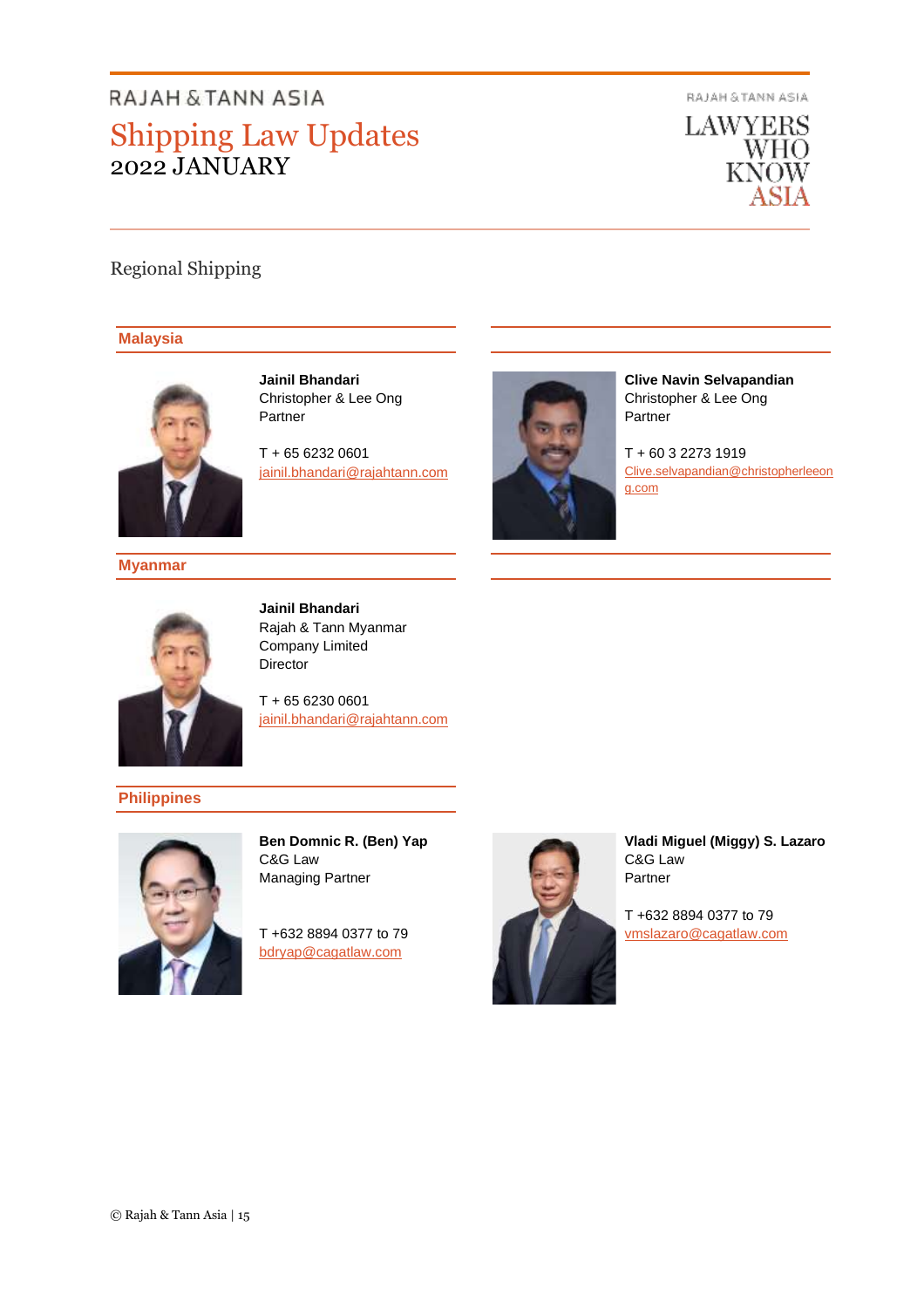# Regional Shipping

## Malaysia

**Jainil Bhandari**
Christopher & Lee Ong
Partner

T + 65 6232 0601
jainil.bhandari@rajahtann.com

**Clive Navin Selvapandian**
Christopher & Lee Ong
Partner

T + 60 3 2273 1919
Clive.selvapandian@christopherleeong.com

## Myanmar

**Jainil Bhandari**
Rajah & Tann Myanmar Company Limited
Director

T + 65 6230 0601
jainil.bhandari@rajahtann.com

## Philippines

**Ben Domnic R. (Ben) Yap**
C&G Law
Managing Partner

T +632 8894 0377 to 79
bdryap@cagatlaw.com

**Vladi Miguel (Miggy) S. Lazaro**
C&G Law
Partner

T +632 8894 0377 to 79
vmslazaro@cagatlaw.com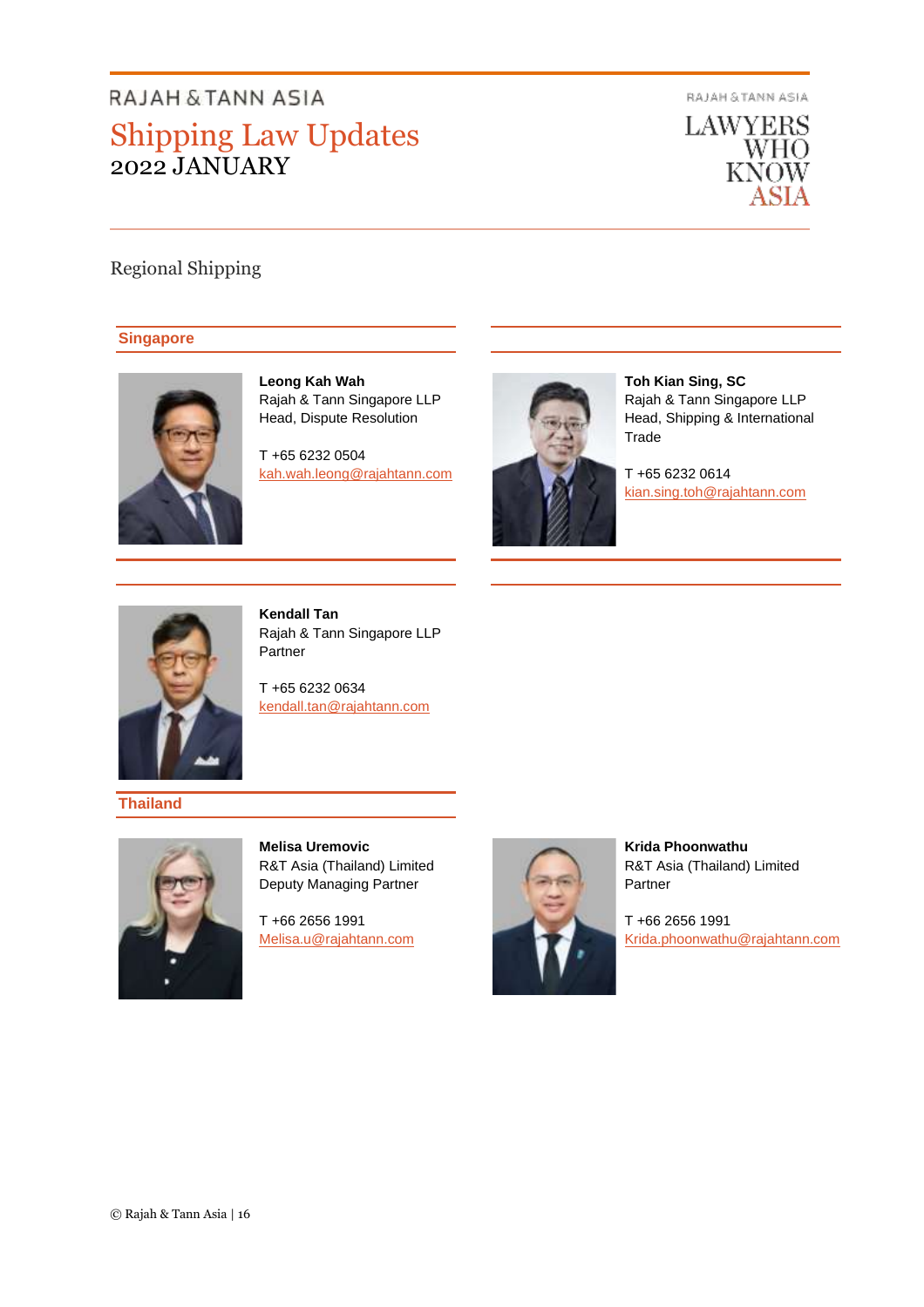Regional Shipping

## Singapore

**Leong Kah Wah**
Rajah & Tann Singapore LLP
Head, Dispute Resolution

T +65 6232 0504
kah.wah.leong@rajahtann.com

**Toh Kian Sing, SC**
Rajah & Tann Singapore LLP
Head, Shipping & International Trade

T +65 6232 0614
kian.sing.toh@rajahtann.com

**Kendall Tan**
Rajah & Tann Singapore LLP
Partner

T +65 6232 0634
kendall.tan@rajahtann.com

## Thailand

**Melisa Uremovic**
R&T Asia (Thailand) Limited
Deputy Managing Partner

T +66 2656 1991
Melisa.u@rajahtann.com

**Krida Phoonwathu**
R&T Asia (Thailand) Limited
Partner

T +66 2656 1991
Krida.phoonwathu@rajahtann.com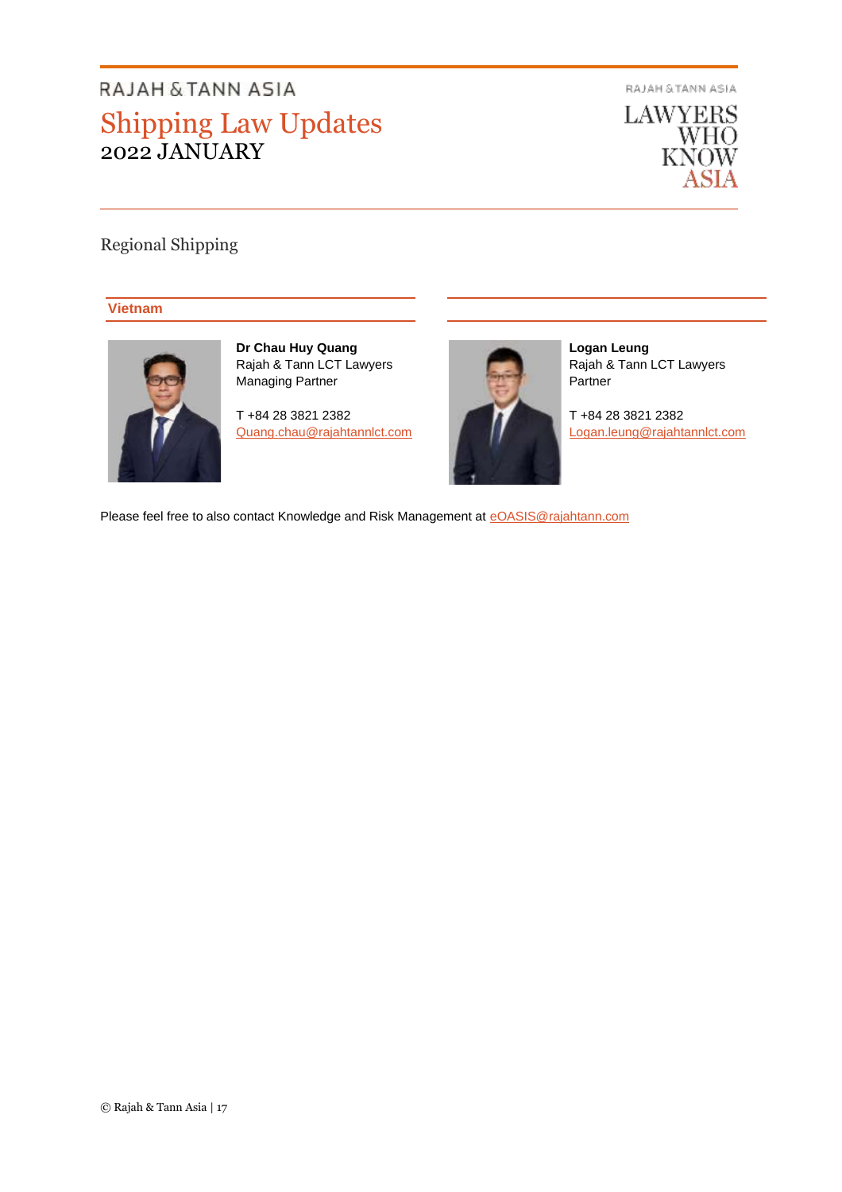## Regional Shipping

### Vietnam

**Dr Chau Huy Quang**
Rajah & Tann LCT Lawyers
Managing Partner

T +84 28 3821 2382
Quang.chau@rajahtannlct.com

**Logan Leung**
Rajah & Tann LCT Lawyers
Partner

T +84 28 3821 2382
Logan.leung@rajahtannlct.com

Please feel free to also contact Knowledge and Risk Management at eOASIS@rajahtann.com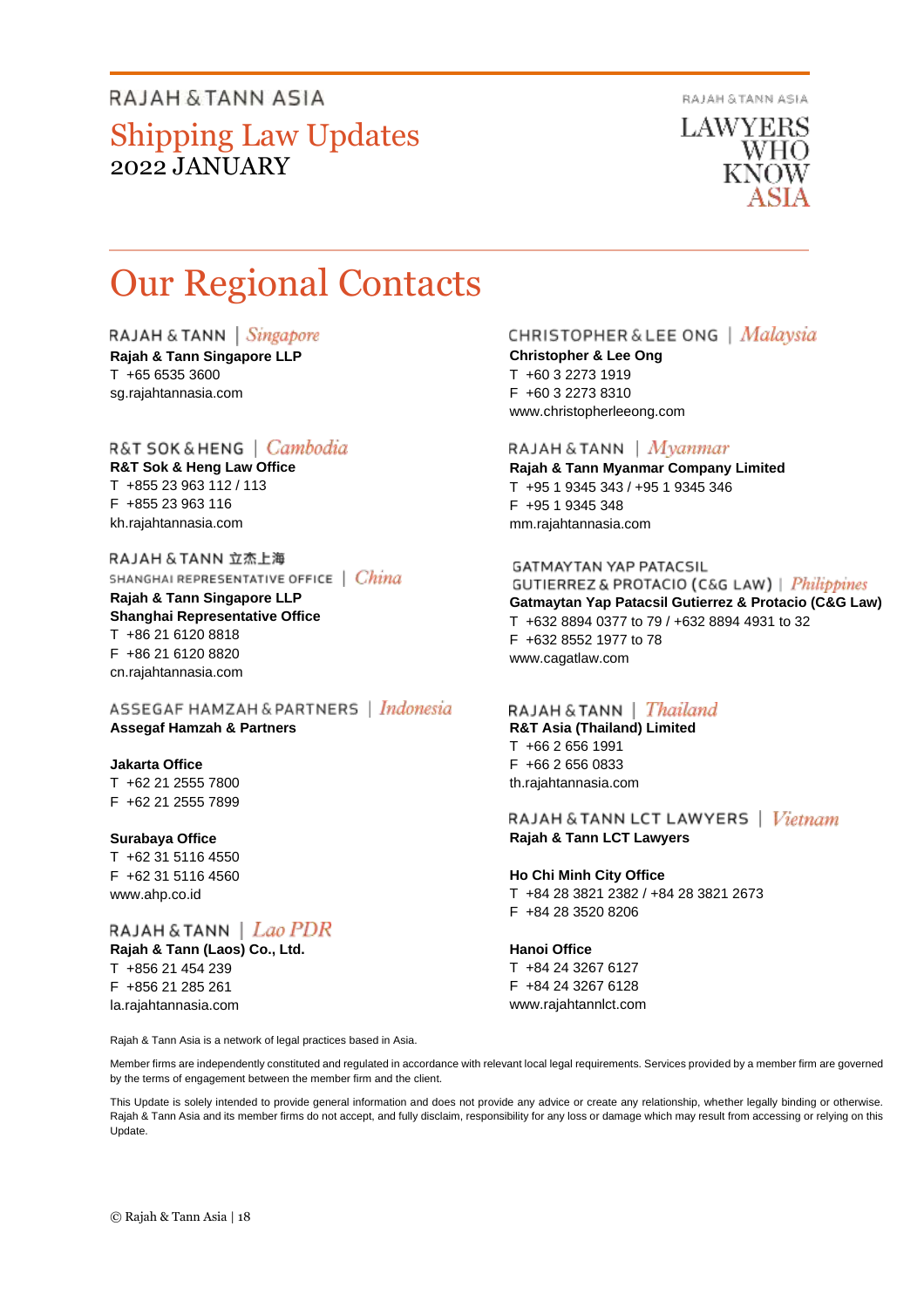# Our Regional Contacts

**RAJAH & TANN | *Singapore***

**Rajah & Tann Singapore LLP**
T +65 6535 3600
sg.rajahtannasia.com

**R&T SOK & HENG | *Cambodia***

**R&T Sok & Heng Law Office**
T +855 23 963 112 / 113
F +855 23 963 116
kh.rajahtannasia.com

**RAJAH & TANN 立杰上海 SHANGHAI REPRESENTATIVE OFFICE | *China***

**Rajah & Tann Singapore LLP**
**Shanghai Representative Office**
T +86 21 6120 8818
F +86 21 6120 8820
cn.rajahtannasia.com

**ASSEGAF HAMZAH & PARTNERS | *Indonesia***

**Assegaf Hamzah & Partners**

**Jakarta Office**
T +62 21 2555 7800
F +62 21 2555 7899

**Surabaya Office**
T +62 31 5116 4550
F +62 31 5116 4560
www.ahp.co.id

**RAJAH & TANN | *Lao PDR***

**Rajah & Tann (Laos) Co., Ltd.**
T +856 21 454 239
F +856 21 285 261
la.rajahtannasia.com

**CHRISTOPHER & LEE ONG | *Malaysia***

**Christopher & Lee Ong**
T +60 3 2273 1919
F +60 3 2273 8310
www.christopherleeong.com

**RAJAH & TANN | *Myanmar***

**Rajah & Tann Myanmar Company Limited**
T +95 1 9345 343 / +95 1 9345 346
F +95 1 9345 348
mm.rajahtannasia.com

**GATMAYTAN YAP PATACSIL GUTIERREZ & PROTACIO (C&G LAW) | *Philippines***

**Gatmaytan Yap Patacsil Gutierrez & Protacio (C&G Law)**
T +632 8894 0377 to 79 / +632 8894 4931 to 32
F +632 8552 1977 to 78
www.cagatlaw.com

**RAJAH & TANN | *Thailand***

**R&T Asia (Thailand) Limited**
T +66 2 656 1991
F +66 2 656 0833
th.rajahtannasia.com

**RAJAH & TANN LCT LAWYERS | *Vietnam***

**Rajah & Tann LCT Lawyers**

**Ho Chi Minh City Office**
T +84 28 3821 2382 / +84 28 3821 2673
F +84 28 3520 8206

**Hanoi Office**
T +84 24 3267 6127
F +84 24 3267 6128
www.rajahtannlct.com

Rajah & Tann Asia is a network of legal practices based in Asia.

Member firms are independently constituted and regulated in accordance with relevant local legal requirements. Services provided by a member firm are governed by the terms of engagement between the member firm and the client.

This Update is solely intended to provide general information and does not provide any advice or create any relationship, whether legally binding or otherwise. Rajah & Tann Asia and its member firms do not accept, and fully disclaim, responsibility for any loss or damage which may result from accessing or relying on this Update.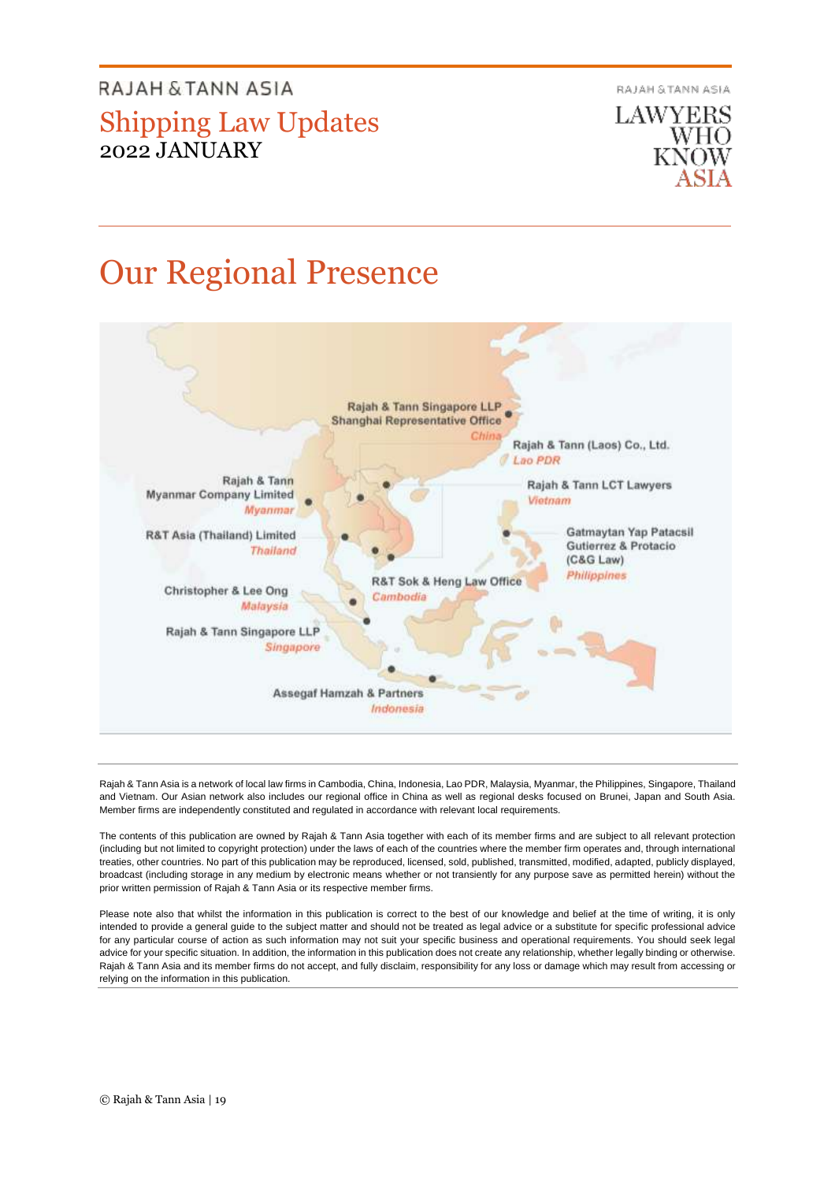# Our Regional Presence

Rajah & Tann Singapore LLP
Shanghai Representative Office
*China*

Rajah & Tann (Laos) Co., Ltd.
*Lao PDR*

Rajah & Tann
Myanmar Company Limited
*Myanmar*

Rajah & Tann LCT Lawyers
*Vietnam*

R&T Asia (Thailand) Limited
*Thailand*

Gatmaytan Yap Patacsil
Gutierrez & Protacio
(C&G Law)
*Philippines*

R&T Sok & Heng Law Office
*Cambodia*

Christopher & Lee Ong
*Malaysia*

Rajah & Tann Singapore LLP
*Singapore*

Assegaf Hamzah & Partners
*Indonesia*

Rajah & Tann Asia is a network of local law firms in Cambodia, China, Indonesia, Lao PDR, Malaysia, Myanmar, the Philippines, Singapore, Thailand and Vietnam. Our Asian network also includes our regional office in China as well as regional desks focused on Brunei, Japan and South Asia. Member firms are independently constituted and regulated in accordance with relevant local requirements.

The contents of this publication are owned by Rajah & Tann Asia together with each of its member firms and are subject to all relevant protection (including but not limited to copyright protection) under the laws of each of the countries where the member firm operates and, through international treaties, other countries. No part of this publication may be reproduced, licensed, sold, published, transmitted, modified, adapted, publicly displayed, broadcast (including storage in any medium by electronic means whether or not transiently for any purpose save as permitted herein) without the prior written permission of Rajah & Tann Asia or its respective member firms.

Please note also that whilst the information in this publication is correct to the best of our knowledge and belief at the time of writing, it is only intended to provide a general guide to the subject matter and should not be treated as legal advice or a substitute for specific professional advice for any particular course of action as such information may not suit your specific business and operational requirements. You should seek legal advice for your specific situation. In addition, the information in this publication does not create any relationship, whether legally binding or otherwise. Rajah & Tann Asia and its member firms do not accept, and fully disclaim, responsibility for any loss or damage which may result from accessing or relying on the information in this publication.